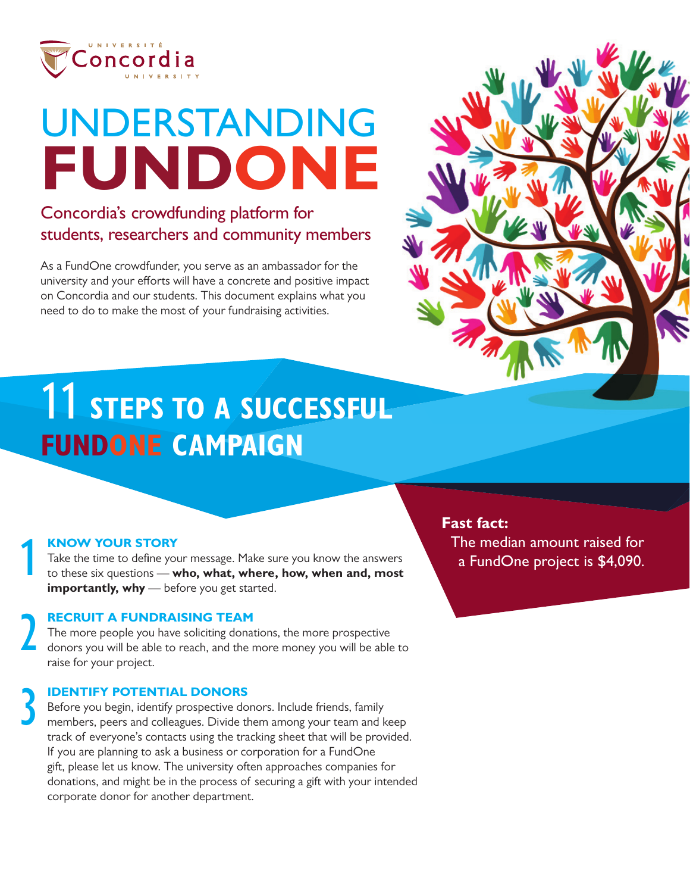Université Concordia University

# UNDERSTANDING FUNDONE

## Concordia's crowdfunding platform for students, researchers and community members

As a FundOne crowdfunder, you serve as an ambassador for the university and your efforts will have a concrete and positive impact on Concordia and our students. This document explains what you need to do to make the most of your fundraising activities.

# 11 STEPS TO A SUCCESSFUL FUNDONE CAMPAIGN

**Fast fact:** The median amount raised for a FundOne project is $4,090.

### 1 KNOW YOUR STORY

Take the time to define your message. Make sure you know the answers to these six questions — **who, what, where, how, when and, most importantly, why** — before you get started.

### 2 RECRUIT A FUNDRAISING TEAM

The more people you have soliciting donations, the more prospective donors you will be able to reach, and the more money you will be able to raise for your project.

### 3 IDENTIFY POTENTIAL DONORS

Before you begin, identify prospective donors. Include friends, family members, peers and colleagues. Divide them among your team and keep track of everyone's contacts using the tracking sheet that will be provided. If you are planning to ask a business or corporation for a FundOne gift, please let us know. The university often approaches companies for donations, and might be in the process of securing a gift with your intended corporate donor for another department.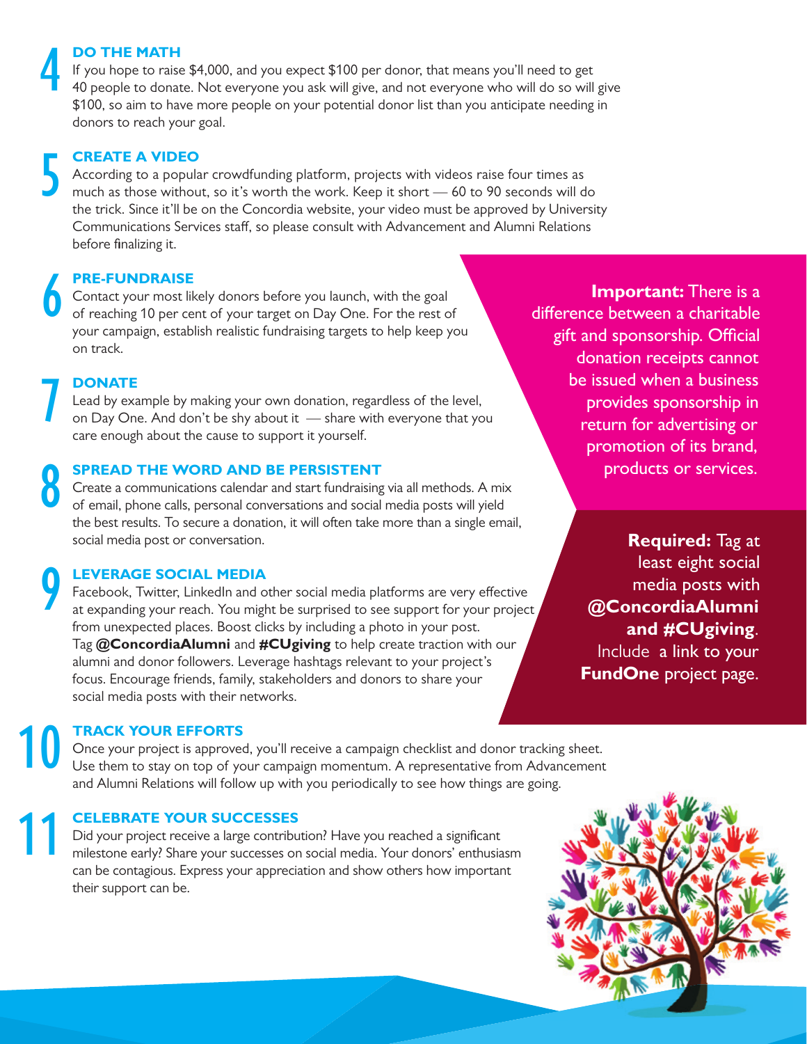## 4 DO THE MATH

If you hope to raise $4,000, and you expect $100 per donor, that means you'll need to get 40 people to donate. Not everyone you ask will give, and not everyone who will do so will give $100, so aim to have more people on your potential donor list than you anticipate needing in donors to reach your goal.

## 5 CREATE A VIDEO

According to a popular crowdfunding platform, projects with videos raise four times as much as those without, so it's worth the work. Keep it short — 60 to 90 seconds will do the trick. Since it'll be on the Concordia website, your video must be approved by University Communications Services staff, so please consult with Advancement and Alumni Relations before finalizing it.

## 6 PRE-FUNDRAISE

Contact your most likely donors before you launch, with the goal of reaching 10 per cent of your target on Day One. For the rest of your campaign, establish realistic fundraising targets to help keep you on track.

## 7 DONATE

Lead by example by making your own donation, regardless of the level, on Day One. And don't be shy about it — share with everyone that you care enough about the cause to support it yourself.

## 8 SPREAD THE WORD AND BE PERSISTENT

Create a communications calendar and start fundraising via all methods. A mix of email, phone calls, personal conversations and social media posts will yield the best results. To secure a donation, it will often take more than a single email, social media post or conversation.

## 9 LEVERAGE SOCIAL MEDIA

Facebook, Twitter, LinkedIn and other social media platforms are very effective at expanding your reach. You might be surprised to see support for your project from unexpected places. Boost clicks by including a photo in your post. Tag **@ConcordiaAlumni** and **#CUgiving** to help create traction with our alumni and donor followers. Leverage hashtags relevant to your project's focus. Encourage friends, family, stakeholders and donors to share your social media posts with their networks.

## 10 TRACK YOUR EFFORTS

Once your project is approved, you'll receive a campaign checklist and donor tracking sheet. Use them to stay on top of your campaign momentum. A representative from Advancement and Alumni Relations will follow up with you periodically to see how things are going.

## 11 CELEBRATE YOUR SUCCESSES

Did your project receive a large contribution? Have you reached a significant milestone early? Share your successes on social media. Your donors' enthusiasm can be contagious. Express your appreciation and show others how important their support can be.

**Important:** There is a difference between a charitable gift and sponsorship. Official donation receipts cannot be issued when a business provides sponsorship in return for advertising or promotion of its brand, products or services.

**Required:** Tag at least eight social media posts with **@ConcordiaAlumni and #CUgiving**. Include a link to your **FundOne** project page.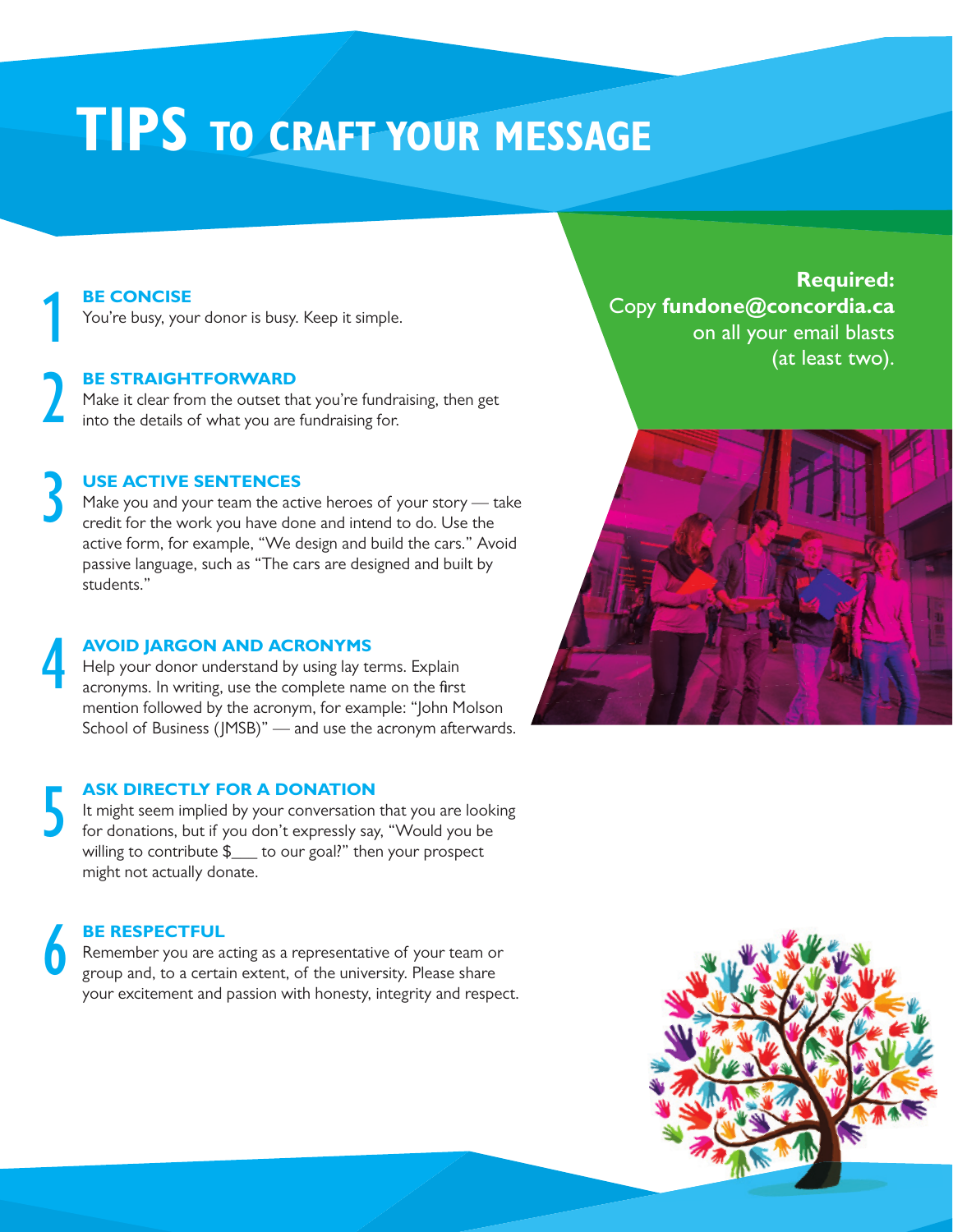# TIPS TO CRAFT YOUR MESSAGE

**Required:**
Copy **fundone@concordia.ca** on all your email blasts (at least two).

## 1 BE CONCISE

You're busy, your donor is busy. Keep it simple.

## 2 BE STRAIGHTFORWARD

Make it clear from the outset that you're fundraising, then get into the details of what you are fundraising for.

## 3 USE ACTIVE SENTENCES

Make you and your team the active heroes of your story — take credit for the work you have done and intend to do. Use the active form, for example, "We design and build the cars." Avoid passive language, such as "The cars are designed and built by students."

## 4 AVOID JARGON AND ACRONYMS

Help your donor understand by using lay terms. Explain acronyms. In writing, use the complete name on the first mention followed by the acronym, for example: "John Molson School of Business (JMSB)" — and use the acronym afterwards.

## 5 ASK DIRECTLY FOR A DONATION

It might seem implied by your conversation that you are looking for donations, but if you don't expressly say, "Would you be willing to contribute $___ to our goal?" then your prospect might not actually donate.

## 6 BE RESPECTFUL

Remember you are acting as a representative of your team or group and, to a certain extent, of the university. Please share your excitement and passion with honesty, integrity and respect.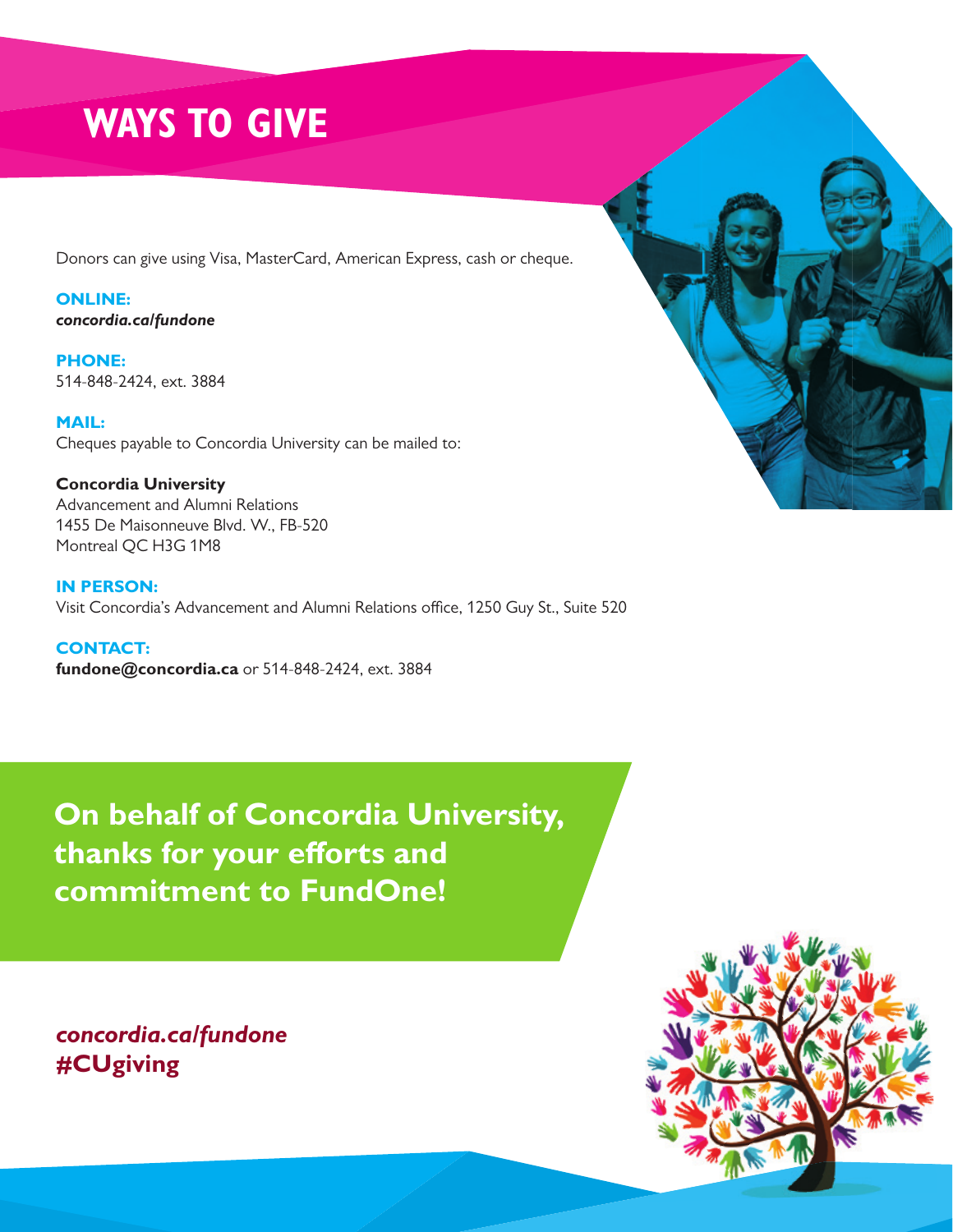# WAYS TO GIVE

Donors can give using Visa, MasterCard, American Express, cash or cheque.

**ONLINE:**
***concordia.ca/fundone***

**PHONE:**
514-848-2424, ext. 3884

**MAIL:**
Cheques payable to Concordia University can be mailed to:

**Concordia University**
Advancement and Alumni Relations
1455 De Maisonneuve Blvd. W., FB-520
Montreal QC H3G 1M8

**IN PERSON:**
Visit Concordia's Advancement and Alumni Relations office, 1250 Guy St., Suite 520

**CONTACT:**
**fundone@concordia.ca** or 514-848-2424, ext. 3884

**On behalf of Concordia University, thanks for your efforts and commitment to FundOne!**

***concordia.ca/fundone***
**#CUgiving**